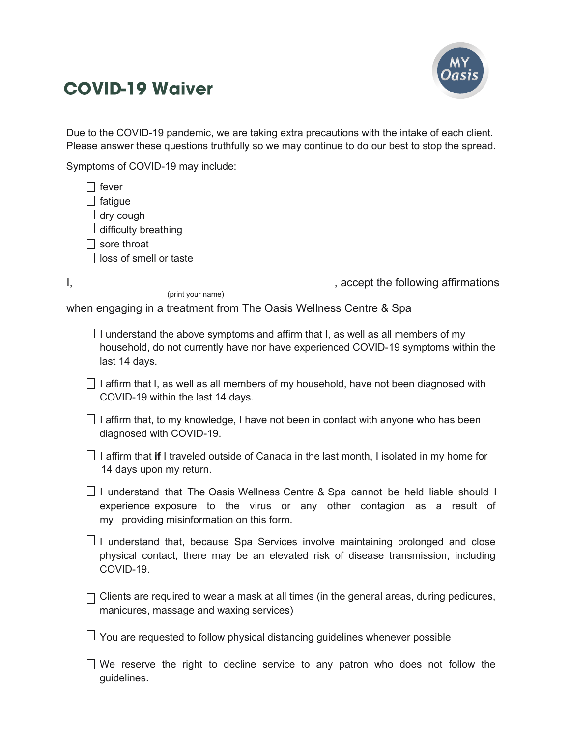# COVID-19 Waiver

MY Oasis

Due to the COVID-19 pandemic, we are taking extra precautions with the intake of each client. Please answer these questions truthfully so we may continue to do our best to stop the spread.

Symptoms of COVID-19 may include:

- [ ] fever
- [ ] fatigue
- [ ] dry cough
- [ ] difficulty breathing
- [ ] sore throat
- [ ] loss of smell or taste

I, ______________________________________________, accept the following affirmations
(print your name)
when engaging in a treatment from The Oasis Wellness Centre & Spa

- [ ] I understand the above symptoms and affirm that I, as well as all members of my household, do not currently have nor have experienced COVID-19 symptoms within the last 14 days.
- [ ] I affirm that I, as well as all members of my household, have not been diagnosed with COVID-19 within the last 14 days.
- [ ] I affirm that, to my knowledge, I have not been in contact with anyone who has been diagnosed with COVID-19.
- [ ] I affirm that **if** I traveled outside of Canada in the last month, I isolated in my home for 14 days upon my return.
- [ ] I understand that The Oasis Wellness Centre & Spa cannot be held liable should I experience exposure to the virus or any other contagion as a result of my providing misinformation on this form.
- [ ] I understand that, because Spa Services involve maintaining prolonged and close physical contact, there may be an elevated risk of disease transmission, including COVID-19.
- [ ] Clients are required to wear a mask at all times (in the general areas, during pedicures, manicures, massage and waxing services)
- [ ] You are requested to follow physical distancing guidelines whenever possible
- [ ] We reserve the right to decline service to any patron who does not follow the guidelines.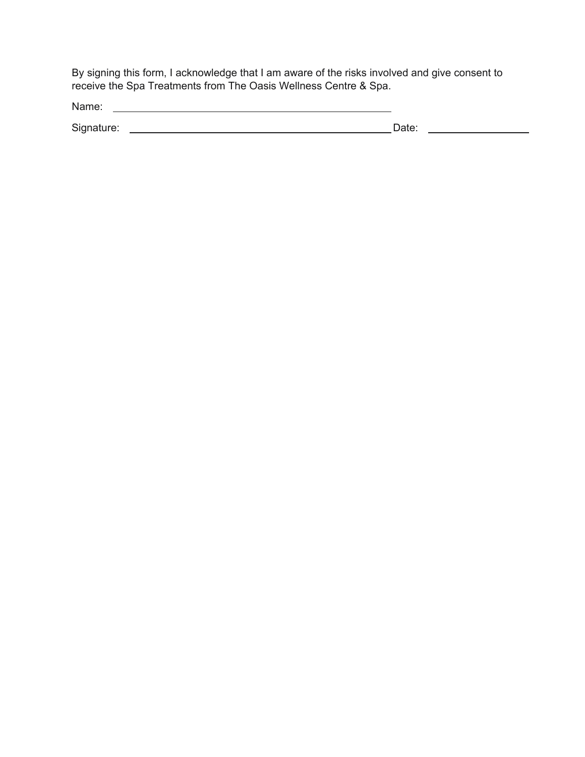By signing this form, I acknowledge that I am aware of the risks involved and give consent to receive the Spa Treatments from The Oasis Wellness Centre & Spa.

Name: ______________________________________________

Signature: ______________________________________________ Date: __________________